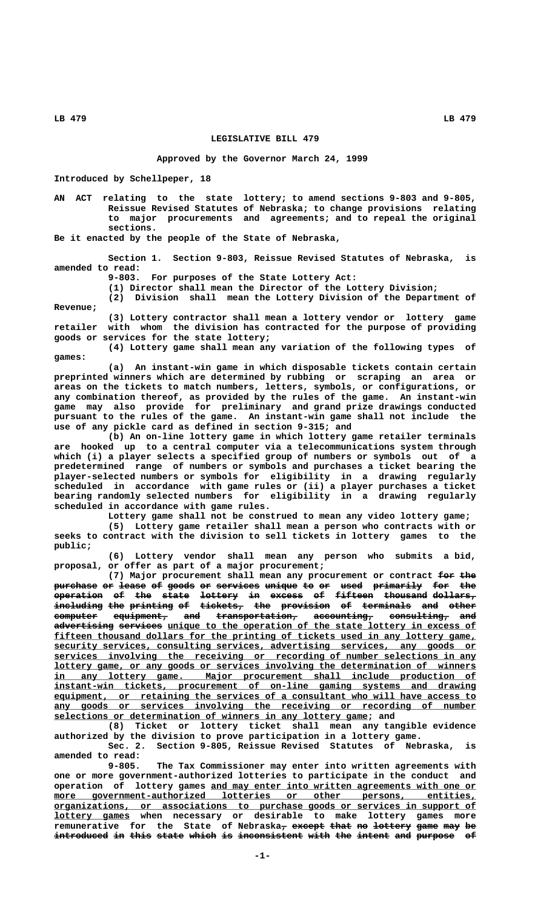# LEGISLATIVE BILL 479

**Approved by the Governor March 24, 1999**

Introduced by Schellpeper, 18

AN ACT relating to the state lottery; to amend sections 9-803 and 9-805, Reissue Revised Statutes of Nebraska; to change provisions relating to major procurements and agreements; and to repeal the original sections.

Be it enacted by the people of the State of Nebraska,

Section 1. Section 9-803, Reissue Revised Statutes of Nebraska, is amended to read:

9-803. For purposes of the State Lottery Act:

(1) Director shall mean the Director of the Lottery Division;

(2) Division shall mean the Lottery Division of the Department of Revenue;

(3) Lottery contractor shall mean a lottery vendor or lottery game retailer with whom the division has contracted for the purpose of providing goods or services for the state lottery;

(4) Lottery game shall mean any variation of the following types of games:

(a) An instant-win game in which disposable tickets contain certain preprinted winners which are determined by rubbing or scraping an area or areas on the tickets to match numbers, letters, symbols, or configurations, or any combination thereof, as provided by the rules of the game. An instant-win game may also provide for preliminary and grand prize drawings conducted pursuant to the rules of the game. An instant-win game shall not include the use of any pickle card as defined in section 9-315; and

(b) An on-line lottery game in which lottery game retailer terminals are hooked up to a central computer via a telecommunications system through which (i) a player selects a specified group of numbers or symbols out of a predetermined range of numbers or symbols and purchases a ticket bearing the player-selected numbers or symbols for eligibility in a drawing regularly scheduled in accordance with game rules or (ii) a player purchases a ticket bearing randomly selected numbers for eligibility in a drawing regularly scheduled in accordance with game rules.

Lottery game shall not be construed to mean any video lottery game;

(5) Lottery game retailer shall mean a person who contracts with or seeks to contract with the division to sell tickets in lottery games to the public;

(6) Lottery vendor shall mean any person who submits a bid, proposal, or offer as part of a major procurement;

(7) Major procurement shall mean any procurement or contract ~~for the purchase or lease of goods or services unique to or used primarily for the operation of the state lottery in excess of fifteen thousand dollars, including the printing of tickets, the provision of terminals and other computer equipment, and transportation, accounting, consulting, and advertising services~~ unique to the operation of the state lottery in excess of fifteen thousand dollars for the printing of tickets used in any lottery game, security services, consulting services, advertising services, any goods or services involving the receiving or recording of number selections in any lottery game, or any goods or services involving the determination of winners in any lottery game. Major procurement shall include production of instant-win tickets, procurement of on-line gaming systems and drawing equipment, or retaining the services of a consultant who will have access to any goods or services involving the receiving or recording of number selections or determination of winners in any lottery game; and

(8) Ticket or lottery ticket shall mean any tangible evidence authorized by the division to prove participation in a lottery game.

Sec. 2. Section 9-805, Reissue Revised Statutes of Nebraska, is amended to read:

9-805. The Tax Commissioner may enter into written agreements with one or more government-authorized lotteries to participate in the conduct and operation of lottery games and may enter into written agreements with one or more government-authorized lotteries or other persons, entities, organizations, or associations to purchase goods or services in support of lottery games when necessary or desirable to make lottery games more remunerative for the State of Nebraska~~, except that no lottery game may be introduced in this state which is inconsistent with the intent and purpose of~~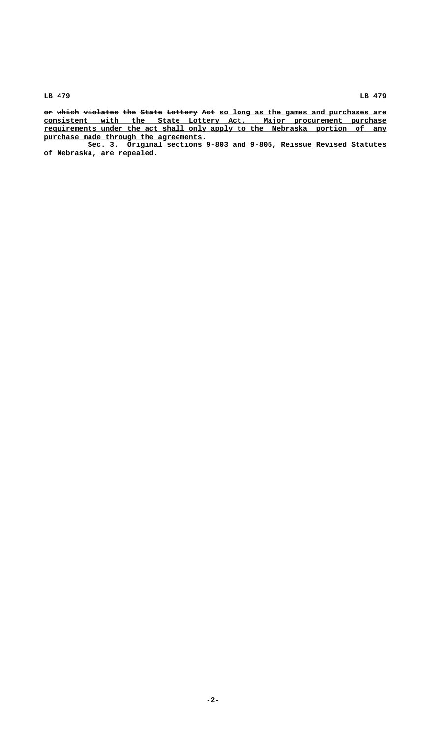~~or which violates the State Lottery Act~~ so long as the games and purchases are consistent with the State Lottery Act. Major procurement purchase requirements under the act shall only apply to the Nebraska portion of any purchase made through the agreements.

Sec. 3. Original sections 9-803 and 9-805, Reissue Revised Statutes of Nebraska, are repealed.